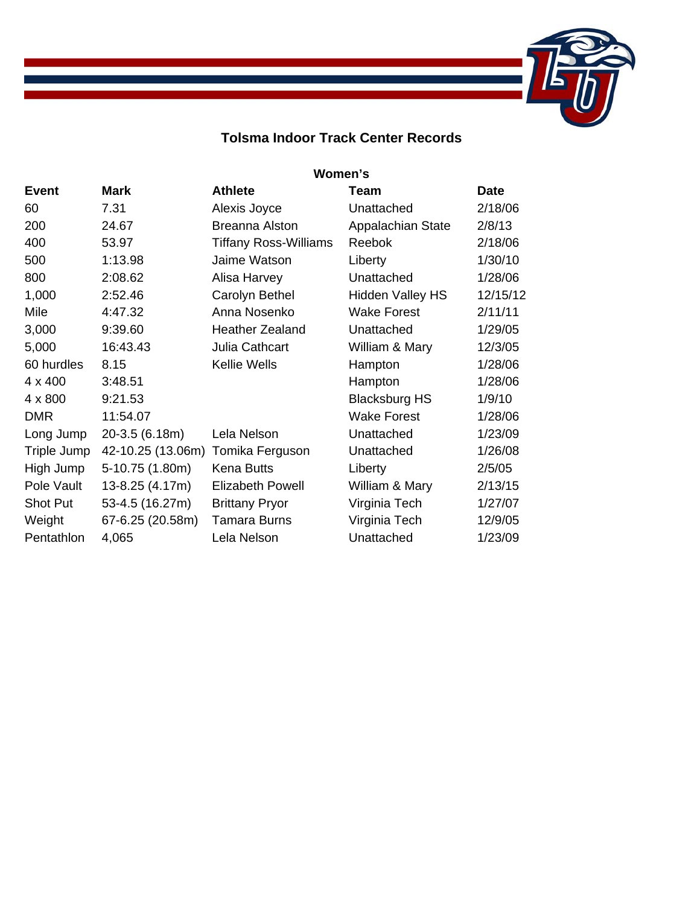# Tolsma Indoor Track Center Records

## Women's

| Event | Mark | Athlete | Team | Date |
|---|---|---|---|---|
| 60 | 7.31 | Alexis Joyce | Unattached | 2/18/06 |
| 200 | 24.67 | Breanna Alston | Appalachian State | 2/8/13 |
| 400 | 53.97 | Tiffany Ross-Williams | Reebok | 2/18/06 |
| 500 | 1:13.98 | Jaime Watson | Liberty | 1/30/10 |
| 800 | 2:08.62 | Alisa Harvey | Unattached | 1/28/06 |
| 1,000 | 2:52.46 | Carolyn Bethel | Hidden Valley HS | 12/15/12 |
| Mile | 4:47.32 | Anna Nosenko | Wake Forest | 2/11/11 |
| 3,000 | 9:39.60 | Heather Zealand | Unattached | 1/29/05 |
| 5,000 | 16:43.43 | Julia Cathcart | William & Mary | 12/3/05 |
| 60 hurdles | 8.15 | Kellie Wells | Hampton | 1/28/06 |
| 4 x 400 | 3:48.51 | | Hampton | 1/28/06 |
| 4 x 800 | 9:21.53 | | Blacksburg HS | 1/9/10 |
| DMR | 11:54.07 | | Wake Forest | 1/28/06 |
| Long Jump | 20-3.5 (6.18m) | Lela Nelson | Unattached | 1/23/09 |
| Triple Jump | 42-10.25 (13.06m) | Tomika Ferguson | Unattached | 1/26/08 |
| High Jump | 5-10.75 (1.80m) | Kena Butts | Liberty | 2/5/05 |
| Pole Vault | 13-8.25 (4.17m) | Elizabeth Powell | William & Mary | 2/13/15 |
| Shot Put | 53-4.5 (16.27m) | Brittany Pryor | Virginia Tech | 1/27/07 |
| Weight | 67-6.25 (20.58m) | Tamara Burns | Virginia Tech | 12/9/05 |
| Pentathlon | 4,065 | Lela Nelson | Unattached | 1/23/09 |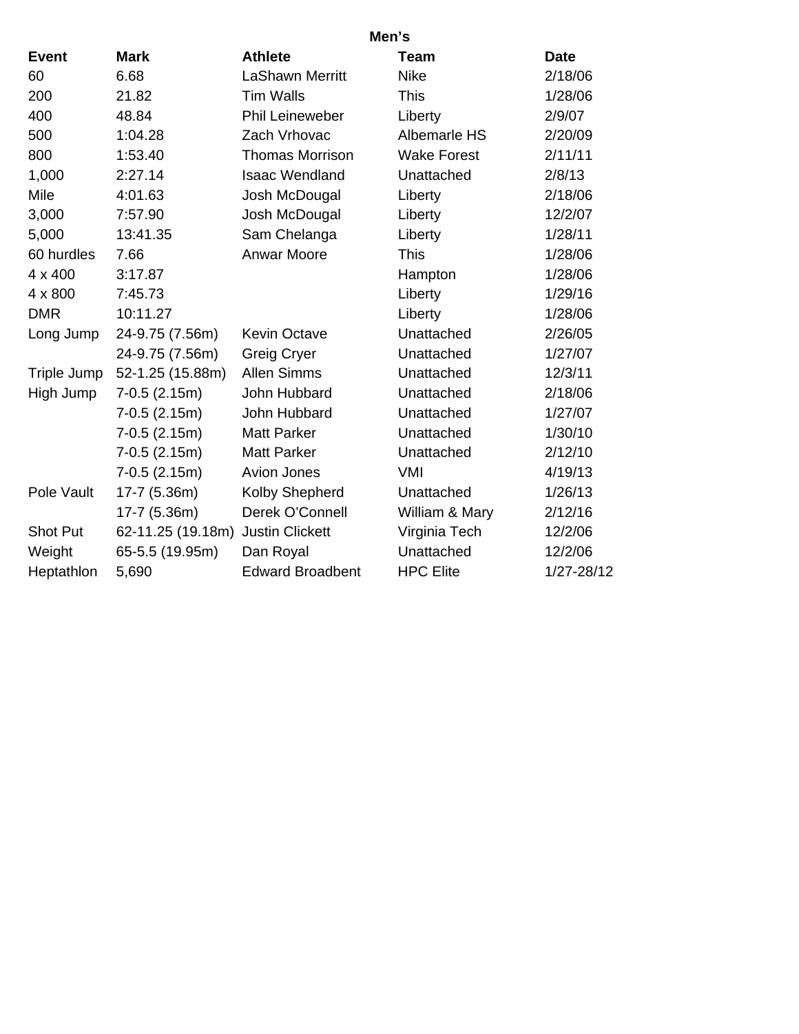**Men's**

| Event | Mark | Athlete | Team | Date |
| --- | --- | --- | --- | --- |
| 60 | 6.68 | LaShawn Merritt | Nike | 2/18/06 |
| 200 | 21.82 | Tim Walls | This | 1/28/06 |
| 400 | 48.84 | Phil Leineweber | Liberty | 2/9/07 |
| 500 | 1:04.28 | Zach Vrhovac | Albemarle HS | 2/20/09 |
| 800 | 1:53.40 | Thomas Morrison | Wake Forest | 2/11/11 |
| 1,000 | 2:27.14 | Isaac Wendland | Unattached | 2/8/13 |
| Mile | 4:01.63 | Josh McDougal | Liberty | 2/18/06 |
| 3,000 | 7:57.90 | Josh McDougal | Liberty | 12/2/07 |
| 5,000 | 13:41.35 | Sam Chelanga | Liberty | 1/28/11 |
| 60 hurdles | 7.66 | Anwar Moore | This | 1/28/06 |
| 4 x 400 | 3:17.87 | | Hampton | 1/28/06 |
| 4 x 800 | 7:45.73 | | Liberty | 1/29/16 |
| DMR | 10:11.27 | | Liberty | 1/28/06 |
| Long Jump | 24-9.75 (7.56m) | Kevin Octave | Unattached | 2/26/05 |
| | 24-9.75 (7.56m) | Greig Cryer | Unattached | 1/27/07 |
| Triple Jump | 52-1.25 (15.88m) | Allen Simms | Unattached | 12/3/11 |
| High Jump | 7-0.5 (2.15m) | John Hubbard | Unattached | 2/18/06 |
| | 7-0.5 (2.15m) | John Hubbard | Unattached | 1/27/07 |
| | 7-0.5 (2.15m) | Matt Parker | Unattached | 1/30/10 |
| | 7-0.5 (2.15m) | Matt Parker | Unattached | 2/12/10 |
| | 7-0.5 (2.15m) | Avion Jones | VMI | 4/19/13 |
| Pole Vault | 17-7 (5.36m) | Kolby Shepherd | Unattached | 1/26/13 |
| | 17-7 (5.36m) | Derek O'Connell | William & Mary | 2/12/16 |
| Shot Put | 62-11.25 (19.18m) | Justin Clickett | Virginia Tech | 12/2/06 |
| Weight | 65-5.5 (19.95m) | Dan Royal | Unattached | 12/2/06 |
| Heptathlon | 5,690 | Edward Broadbent | HPC Elite | 1/27-28/12 |